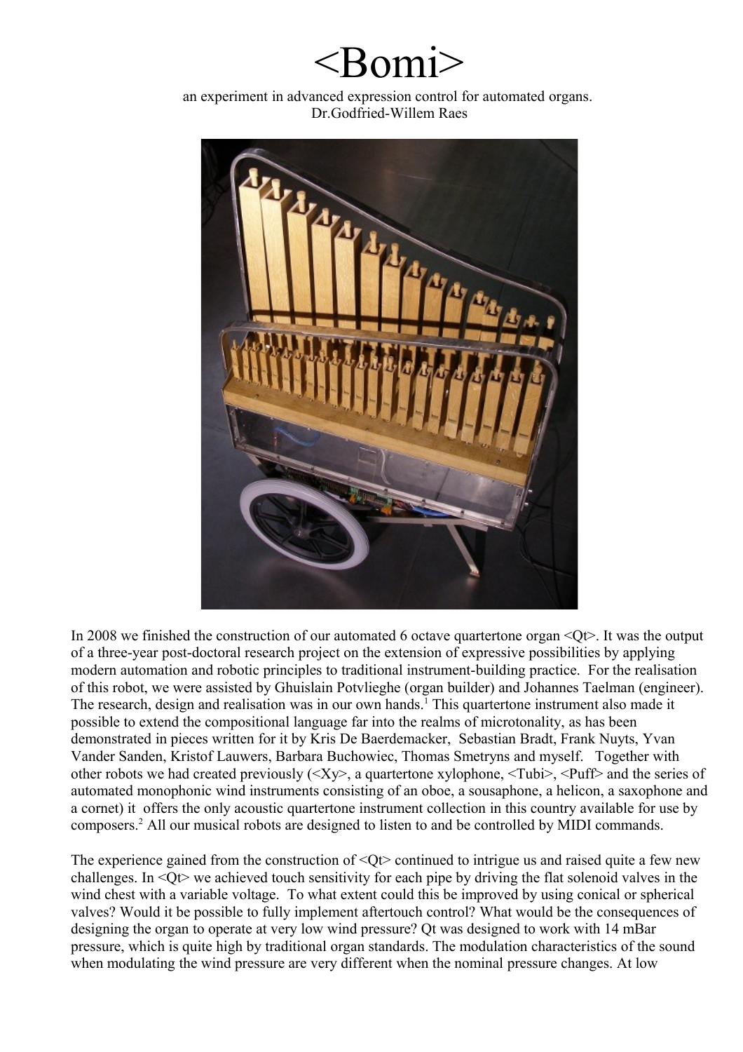# <Bomi>

an experiment in advanced expression control for automated organs.
Dr.Godfried-Willem Raes

In 2008 we finished the construction of our automated 6 octave quartertone organ <Qt>. It was the output of a three-year post-doctoral research project on the extension of expressive possibilities by applying modern automation and robotic principles to traditional instrument-building practice. For the realisation of this robot, we were assisted by Ghuislain Potvlieghe (organ builder) and Johannes Taelman (engineer). The research, design and realisation was in our own hands.[1] This quartertone instrument also made it possible to extend the compositional language far into the realms of microtonality, as has been demonstrated in pieces written for it by Kris De Baerdemacker, Sebastian Bradt, Frank Nuyts, Yvan Vander Sanden, Kristof Lauwers, Barbara Buchowiec, Thomas Smetryns and myself. Together with other robots we had created previously (<Xy>, a quartertone xylophone, <Tubi>, <Puff> and the series of automated monophonic wind instruments consisting of an oboe, a sousaphone, a helicon, a saxophone and a cornet) it offers the only acoustic quartertone instrument collection in this country available for use by composers.[2] All our musical robots are designed to listen to and be controlled by MIDI commands.

The experience gained from the construction of <Qt> continued to intrigue us and raised quite a few new challenges. In <Qt> we achieved touch sensitivity for each pipe by driving the flat solenoid valves in the wind chest with a variable voltage. To what extent could this be improved by using conical or spherical valves? Would it be possible to fully implement aftertouch control? What would be the consequences of designing the organ to operate at very low wind pressure? Qt was designed to work with 14 mBar pressure, which is quite high by traditional organ standards. The modulation characteristics of the sound when modulating the wind pressure are very different when the nominal pressure changes. At low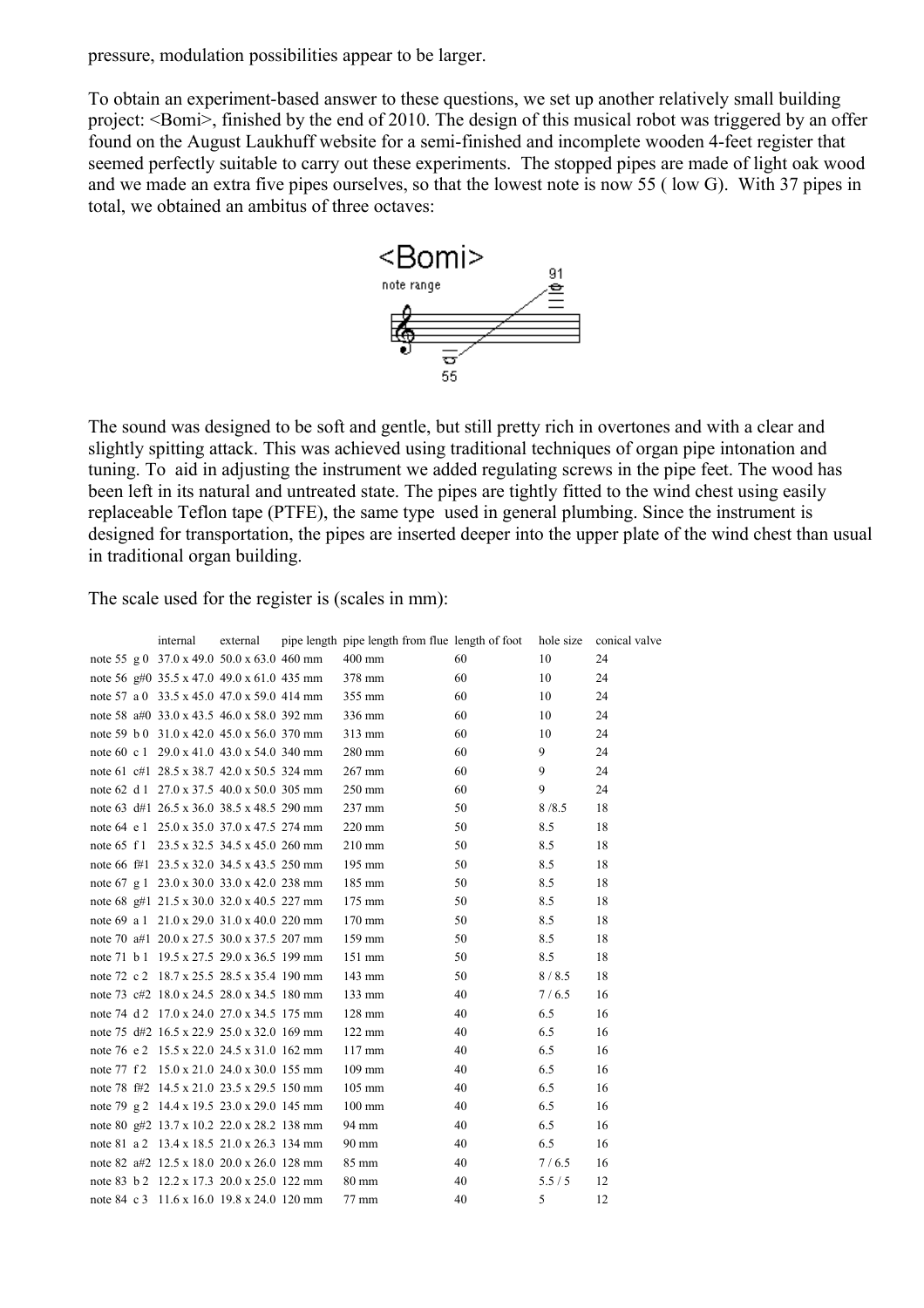pressure, modulation possibilities appear to be larger.

To obtain an experiment-based answer to these questions, we set up another relatively small building project: <Bomi>, finished by the end of 2010. The design of this musical robot was triggered by an offer found on the August Laukhuff website for a semi-finished and incomplete wooden 4-feet register that seemed perfectly suitable to carry out these experiments. The stopped pipes are made of light oak wood and we made an extra five pipes ourselves, so that the lowest note is now 55 ( low G). With 37 pipes in total, we obtained an ambitus of three octaves:

The sound was designed to be soft and gentle, but still pretty rich in overtones and with a clear and slightly spitting attack. This was achieved using traditional techniques of organ pipe intonation and tuning. To aid in adjusting the instrument we added regulating screws in the pipe feet. The wood has been left in its natural and untreated state. The pipes are tightly fitted to the wind chest using easily replaceable Teflon tape (PTFE), the same type used in general plumbing. Since the instrument is designed for transportation, the pipes are inserted deeper into the upper plate of the wind chest than usual in traditional organ building.

The scale used for the register is (scales in mm):

| | internal | external | pipe length | pipe length from flue | length of foot | hole size | conical valve |
|---|---|---|---|---|---|---|---|
| note 55 g 0 | 37.0 x 49.0 | 50.0 x 63.0 | 460 mm | 400 mm | 60 | 10 | 24 |
| note 56 g#0 | 35.5 x 47.0 | 49.0 x 61.0 | 435 mm | 378 mm | 60 | 10 | 24 |
| note 57 a 0 | 33.5 x 45.0 | 47.0 x 59.0 | 414 mm | 355 mm | 60 | 10 | 24 |
| note 58 a#0 | 33.0 x 43.5 | 46.0 x 58.0 | 392 mm | 336 mm | 60 | 10 | 24 |
| note 59 b 0 | 31.0 x 42.0 | 45.0 x 56.0 | 370 mm | 313 mm | 60 | 10 | 24 |
| note 60 c 1 | 29.0 x 41.0 | 43.0 x 54.0 | 340 mm | 280 mm | 60 | 9 | 24 |
| note 61 c#1 | 28.5 x 38.7 | 42.0 x 50.5 | 324 mm | 267 mm | 60 | 9 | 24 |
| note 62 d 1 | 27.0 x 37.5 | 40.0 x 50.0 | 305 mm | 250 mm | 60 | 9 | 24 |
| note 63 d#1 | 26.5 x 36.0 | 38.5 x 48.5 | 290 mm | 237 mm | 50 | 8 /8.5 | 18 |
| note 64 e 1 | 25.0 x 35.0 | 37.0 x 47.5 | 274 mm | 220 mm | 50 | 8.5 | 18 |
| note 65 f 1 | 23.5 x 32.5 | 34.5 x 45.0 | 260 mm | 210 mm | 50 | 8.5 | 18 |
| note 66 f#1 | 23.5 x 32.0 | 34.5 x 43.5 | 250 mm | 195 mm | 50 | 8.5 | 18 |
| note 67 g 1 | 23.0 x 30.0 | 33.0 x 42.0 | 238 mm | 185 mm | 50 | 8.5 | 18 |
| note 68 g#1 | 21.5 x 30.0 | 32.0 x 40.5 | 227 mm | 175 mm | 50 | 8.5 | 18 |
| note 69 a 1 | 21.0 x 29.0 | 31.0 x 40.0 | 220 mm | 170 mm | 50 | 8.5 | 18 |
| note 70 a#1 | 20.0 x 27.5 | 30.0 x 37.5 | 207 mm | 159 mm | 50 | 8.5 | 18 |
| note 71 b 1 | 19.5 x 27.5 | 29.0 x 36.5 | 199 mm | 151 mm | 50 | 8.5 | 18 |
| note 72 c 2 | 18.7 x 25.5 | 28.5 x 35.4 | 190 mm | 143 mm | 50 | 8 / 8.5 | 18 |
| note 73 c#2 | 18.0 x 24.5 | 28.0 x 34.5 | 180 mm | 133 mm | 40 | 7 / 6.5 | 16 |
| note 74 d 2 | 17.0 x 24.0 | 27.0 x 34.5 | 175 mm | 128 mm | 40 | 6.5 | 16 |
| note 75 d#2 | 16.5 x 22.9 | 25.0 x 32.0 | 169 mm | 122 mm | 40 | 6.5 | 16 |
| note 76 e 2 | 15.5 x 22.0 | 24.5 x 31.0 | 162 mm | 117 mm | 40 | 6.5 | 16 |
| note 77 f 2 | 15.0 x 21.0 | 24.0 x 30.0 | 155 mm | 109 mm | 40 | 6.5 | 16 |
| note 78 f#2 | 14.5 x 21.0 | 23.5 x 29.5 | 150 mm | 105 mm | 40 | 6.5 | 16 |
| note 79 g 2 | 14.4 x 19.5 | 23.0 x 29.0 | 145 mm | 100 mm | 40 | 6.5 | 16 |
| note 80 g#2 | 13.7 x 10.2 | 22.0 x 28.2 | 138 mm | 94 mm | 40 | 6.5 | 16 |
| note 81 a 2 | 13.4 x 18.5 | 21.0 x 26.3 | 134 mm | 90 mm | 40 | 6.5 | 16 |
| note 82 a#2 | 12.5 x 18.0 | 20.0 x 26.0 | 128 mm | 85 mm | 40 | 7 / 6.5 | 16 |
| note 83 b 2 | 12.2 x 17.3 | 20.0 x 25.0 | 122 mm | 80 mm | 40 | 5.5 / 5 | 12 |
| note 84 c 3 | 11.6 x 16.0 | 19.8 x 24.0 | 120 mm | 77 mm | 40 | 5 | 12 |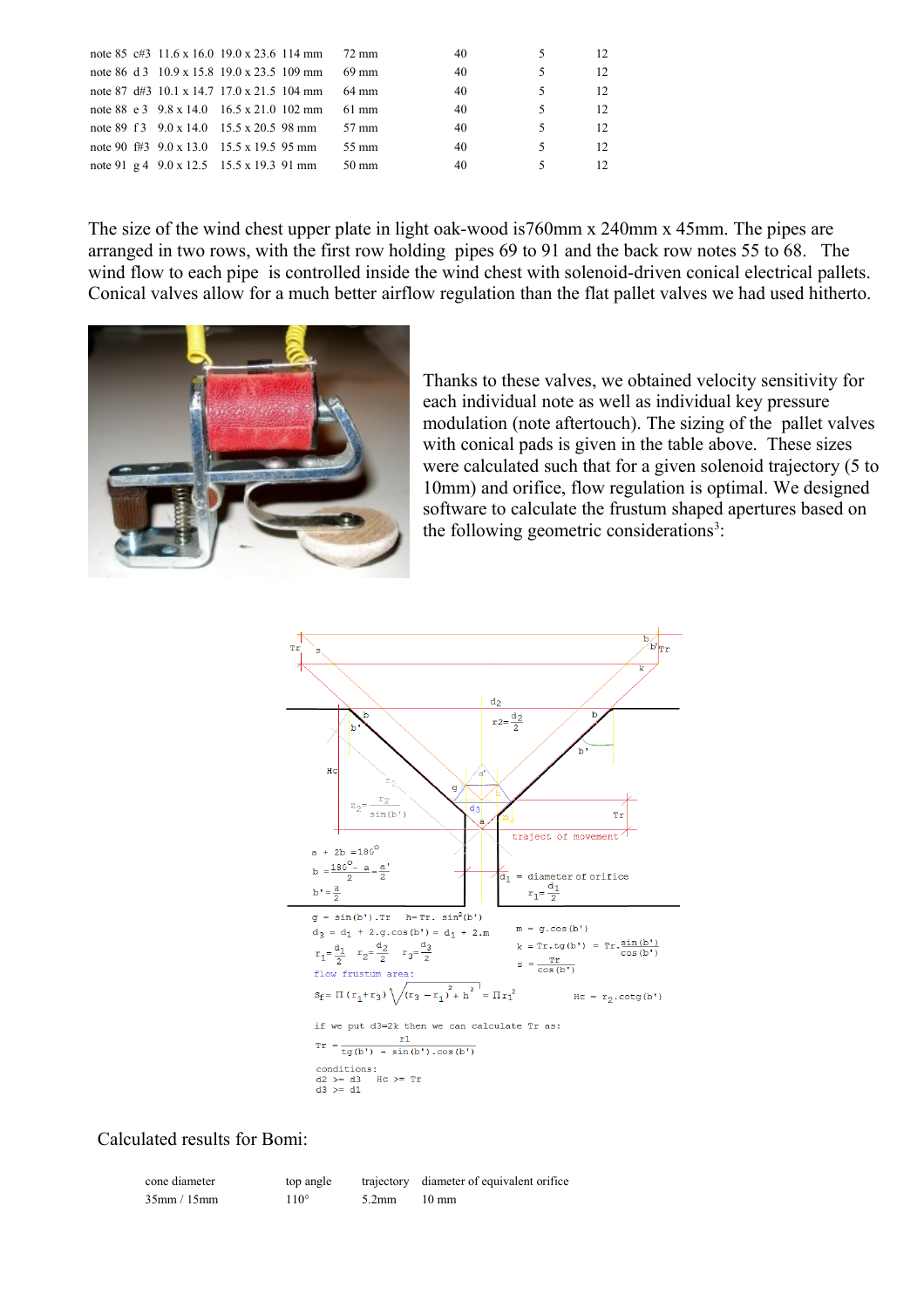| | | | | | | | | |
|---|---|---|---|---|---|---|---|---|
| note 85 | c#3 | 11.6 x 16.0 | 19.0 x 23.6 | 114 mm | 72 mm | 40 | 5 | 12 |
| note 86 | d 3 | 10.9 x 15.8 | 19.0 x 23.5 | 109 mm | 69 mm | 40 | 5 | 12 |
| note 87 | d#3 | 10.1 x 14.7 | 17.0 x 21.5 | 104 mm | 64 mm | 40 | 5 | 12 |
| note 88 | e 3 | 9.8 x 14.0 | 16.5 x 21.0 | 102 mm | 61 mm | 40 | 5 | 12 |
| note 89 | f 3 | 9.0 x 14.0 | 15.5 x 20.5 | 98 mm | 57 mm | 40 | 5 | 12 |
| note 90 | f#3 | 9.0 x 13.0 | 15.5 x 19.5 | 95 mm | 55 mm | 40 | 5 | 12 |
| note 91 | g 4 | 9.0 x 12.5 | 15.5 x 19.3 | 91 mm | 50 mm | 40 | 5 | 12 |

The size of the wind chest upper plate in light oak-wood is760mm x 240mm x 45mm. The pipes are arranged in two rows, with the first row holding pipes 69 to 91 and the back row notes 55 to 68. The wind flow to each pipe is controlled inside the wind chest with solenoid-driven conical electrical pallets. Conical valves allow for a much better airflow regulation than the flat pallet valves we had used hitherto.

Thanks to these valves, we obtained velocity sensitivity for each individual note as well as individual key pressure modulation (note aftertouch). The sizing of the pallet valves with conical pads is given in the table above. These sizes were calculated such that for a given solenoid trajectory (5 to 10mm) and orifice, flow regulation is optimal. We designed software to calculate the frustum shaped apertures based on the following geometric considerations[3]:

$a + 2b = 180°$

$b = \frac{180°}{2} - \frac{a}{2} = \frac{a'}{2}$

$b' = \frac{a}{2}$

$g = \sin(b').Tr \qquad h = Tr.\sin^2(b')$

$d_3 = d_1 + 2.g.\cos(b') = d_1 + 2.m \qquad m = g.\cos(b')$

$r_1 = \frac{d_1}{2} \quad r_2 = \frac{d_2}{2} \quad r_3 = \frac{d_3}{2} \qquad k = Tr.tg(b') = Tr.\frac{\sin(b')}{\cos(b')}$

$s = \frac{Tr}{\cos(b')}$

flow frustum area:

$S_f = \Pi(r_1 + r_3)\sqrt{(r_3 - r_1)^2 + h^2} = \Pi r_1^2 \qquad Hc = r_2.cotg(b')$

$z_2 = \frac{r_2}{\sin(b')}$

$d_1$ = diameter of orifice, $r_1 = \frac{d_1}{2}$

if we put d3=2k then we can calculate Tr as:

$Tr = \frac{r1}{tg(b') - \sin(b').\cos(b')}$

conditions:
$d2 >= d3 \quad Hc >= Tr$
$d3 >= d1$

Calculated results for Bomi:

| cone diameter | top angle | trajectory | diameter of equivalent orifice |
|---|---|---|---|
| 35mm / 15mm | 110° | 5.2mm | 10 mm |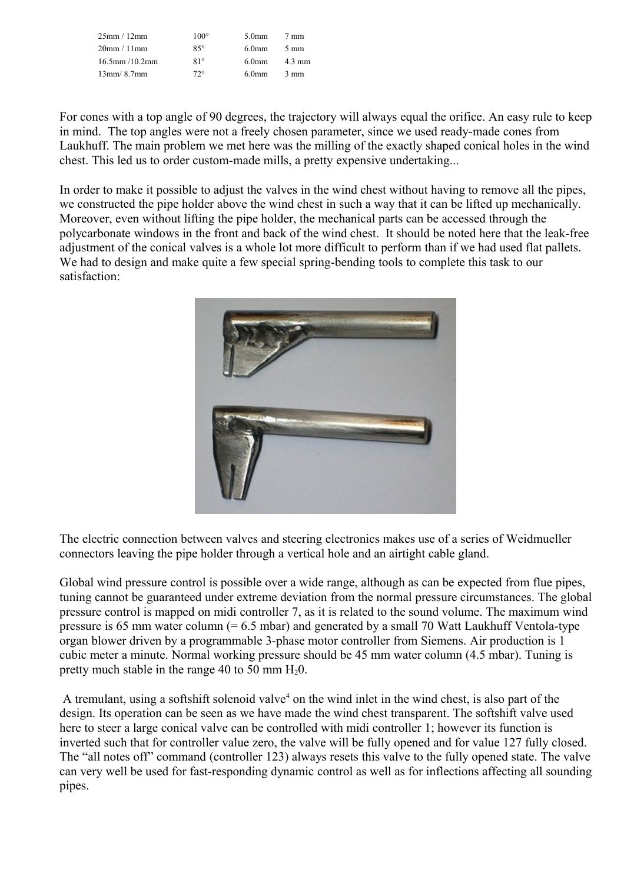| | | | |
|---|---|---|---|
| 25mm / 12mm | 100° | 5.0mm | 7 mm |
| 20mm / 11mm | 85° | 6.0mm | 5 mm |
| 16.5mm /10.2mm | 81° | 6.0mm | 4.3 mm |
| 13mm/ 8.7mm | 72° | 6.0mm | 3 mm |

For cones with a top angle of 90 degrees, the trajectory will always equal the orifice. An easy rule to keep in mind. The top angles were not a freely chosen parameter, since we used ready-made cones from Laukhuff. The main problem we met here was the milling of the exactly shaped conical holes in the wind chest. This led us to order custom-made mills, a pretty expensive undertaking...

In order to make it possible to adjust the valves in the wind chest without having to remove all the pipes, we constructed the pipe holder above the wind chest in such a way that it can be lifted up mechanically. Moreover, even without lifting the pipe holder, the mechanical parts can be accessed through the polycarbonate windows in the front and back of the wind chest. It should be noted here that the leak-free adjustment of the conical valves is a whole lot more difficult to perform than if we had used flat pallets. We had to design and make quite a few special spring-bending tools to complete this task to our satisfaction:

The electric connection between valves and steering electronics makes use of a series of Weidmueller connectors leaving the pipe holder through a vertical hole and an airtight cable gland.

Global wind pressure control is possible over a wide range, although as can be expected from flue pipes, tuning cannot be guaranteed under extreme deviation from the normal pressure circumstances. The global pressure control is mapped on midi controller 7, as it is related to the sound volume. The maximum wind pressure is 65 mm water column (= 6.5 mbar) and generated by a small 70 Watt Laukhuff Ventola-type organ blower driven by a programmable 3-phase motor controller from Siemens. Air production is 1 cubic meter a minute. Normal working pressure should be 45 mm water column (4.5 mbar). Tuning is pretty much stable in the range 40 to 50 mm $H_20$.

A tremulant, using a softshift solenoid valve[4] on the wind inlet in the wind chest, is also part of the design. Its operation can be seen as we have made the wind chest transparent. The softshift valve used here to steer a large conical valve can be controlled with midi controller 1; however its function is inverted such that for controller value zero, the valve will be fully opened and for value 127 fully closed. The "all notes off" command (controller 123) always resets this valve to the fully opened state. The valve can very well be used for fast-responding dynamic control as well as for inflections affecting all sounding pipes.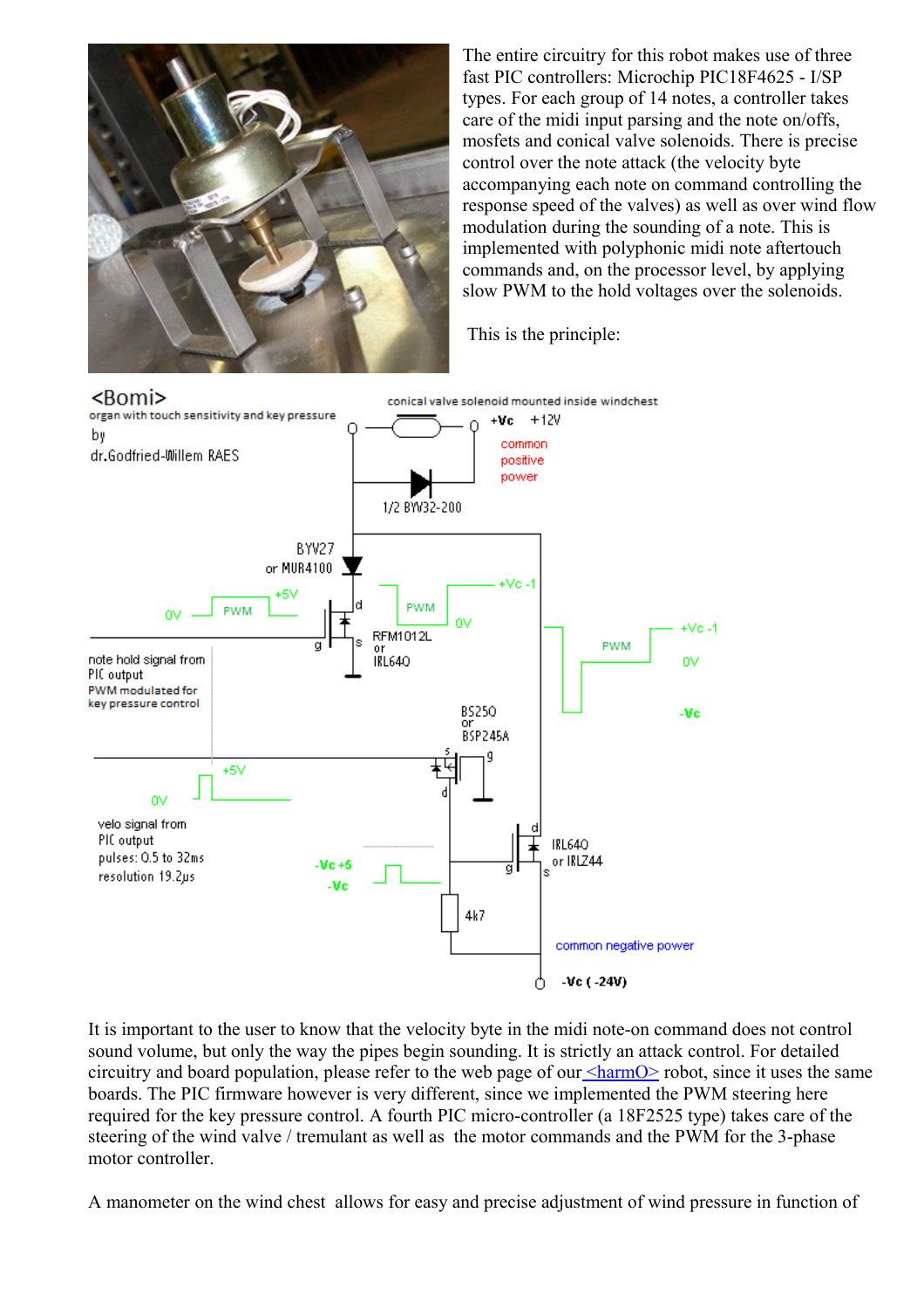The entire circuitry for this robot makes use of three fast PIC controllers: Microchip PIC18F4625 - I/SP types. For each group of 14 notes, a controller takes care of the midi input parsing and the note on/offs, mosfets and conical valve solenoids. There is precise control over the note attack (the velocity byte accompanying each note on command controlling the response speed of the valves) as well as over wind flow modulation during the sounding of a note. This is implemented with polyphonic midi note aftertouch commands and, on the processor level, by applying slow PWM to the hold voltages over the solenoids.

This is the principle:

It is important to the user to know that the velocity byte in the midi note-on command does not control sound volume, but only the way the pipes begin sounding. It is strictly an attack control. For detailed circuitry and board population, please refer to the web page of our <harmO> robot, since it uses the same boards. The PIC firmware however is very different, since we implemented the PWM steering here required for the key pressure control. A fourth PIC micro-controller (a 18F2525 type) takes care of the steering of the wind valve / tremulant as well as the motor commands and the PWM for the 3-phase motor controller.

A manometer on the wind chest allows for easy and precise adjustment of wind pressure in function of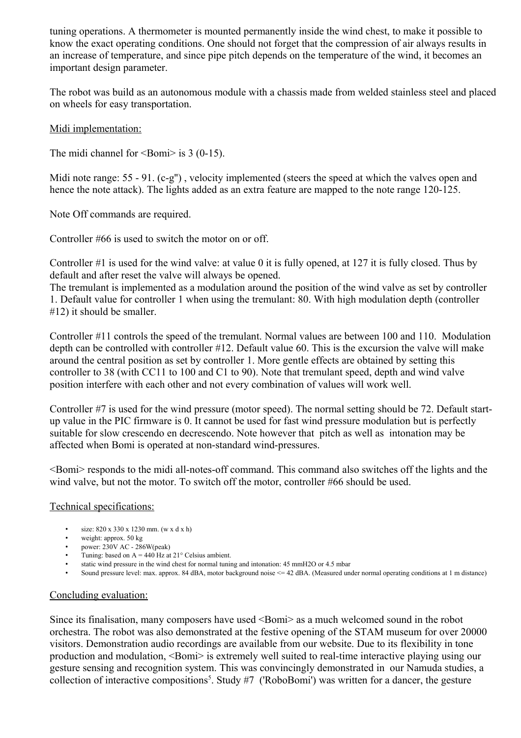tuning operations. A thermometer is mounted permanently inside the wind chest, to make it possible to know the exact operating conditions. One should not forget that the compression of air always results in an increase of temperature, and since pipe pitch depends on the temperature of the wind, it becomes an important design parameter.

The robot was build as an autonomous module with a chassis made from welded stainless steel and placed on wheels for easy transportation.

Midi implementation:

The midi channel for <Bomi> is 3 (0-15).

Midi note range: 55 - 91. (c-g") , velocity implemented (steers the speed at which the valves open and hence the note attack). The lights added as an extra feature are mapped to the note range 120-125.

Note Off commands are required.

Controller #66 is used to switch the motor on or off.

Controller #1 is used for the wind valve: at value 0 it is fully opened, at 127 it is fully closed. Thus by default and after reset the valve will always be opened.
The tremulant is implemented as a modulation around the position of the wind valve as set by controller 1. Default value for controller 1 when using the tremulant: 80. With high modulation depth (controller #12) it should be smaller.

Controller #11 controls the speed of the tremulant. Normal values are between 100 and 110. Modulation depth can be controlled with controller #12. Default value 60. This is the excursion the valve will make around the central position as set by controller 1. More gentle effects are obtained by setting this controller to 38 (with CC11 to 100 and C1 to 90). Note that tremulant speed, depth and wind valve position interfere with each other and not every combination of values will work well.

Controller #7 is used for the wind pressure (motor speed). The normal setting should be 72. Default start-up value in the PIC firmware is 0. It cannot be used for fast wind pressure modulation but is perfectly suitable for slow crescendo en decrescendo. Note however that pitch as well as intonation may be affected when Bomi is operated at non-standard wind-pressures.

<Bomi> responds to the midi all-notes-off command. This command also switches off the lights and the wind valve, but not the motor. To switch off the motor, controller #66 should be used.

Technical specifications:

- size: 820 x 330 x 1230 mm. (w x d x h)
- weight: approx. 50 kg
- power: 230V AC - 286W(peak)
- Tuning: based on A = 440 Hz at 21° Celsius ambient.
- static wind pressure in the wind chest for normal tuning and intonation: 45 mmH2O or 4.5 mbar
- Sound pressure level: max. approx. 84 dBA, motor background noise <= 42 dBA. (Measured under normal operating conditions at 1 m distance)

Concluding evaluation:

Since its finalisation, many composers have used <Bomi> as a much welcomed sound in the robot orchestra. The robot was also demonstrated at the festive opening of the STAM museum for over 20000 visitors. Demonstration audio recordings are available from our website. Due to its flexibility in tone production and modulation, <Bomi> is extremely well suited to real-time interactive playing using our gesture sensing and recognition system. This was convincingly demonstrated in our Namuda studies, a collection of interactive compositions[5]. Study #7 ('RoboBomi') was written for a dancer, the gesture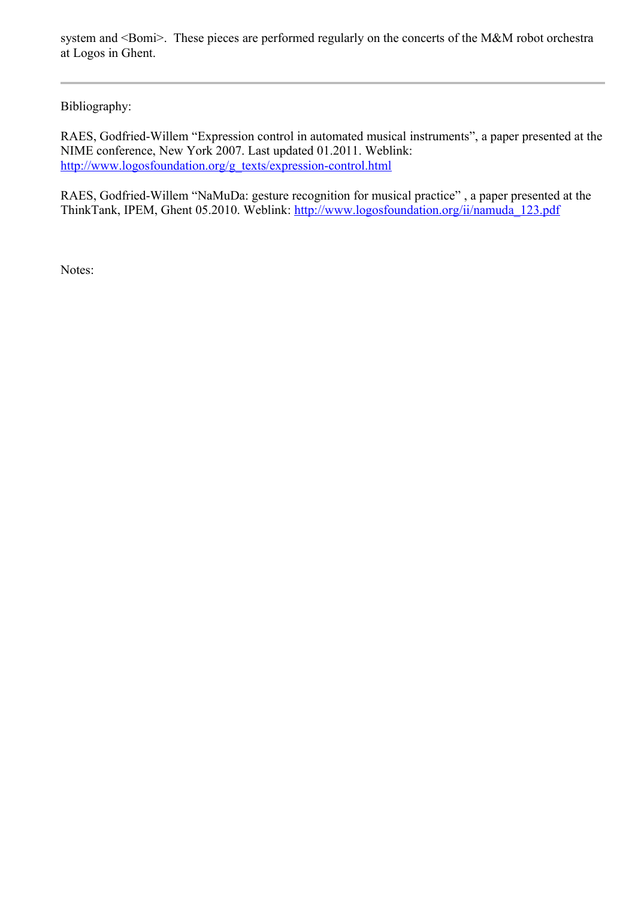system and <Bomi>. These pieces are performed regularly on the concerts of the M&M robot orchestra at Logos in Ghent.

---

Bibliography:

RAES, Godfried-Willem "Expression control in automated musical instruments", a paper presented at the NIME conference, New York 2007. Last updated 01.2011. Weblink: [http://www.logosfoundation.org/g_texts/expression-control.html](http://www.logosfoundation.org/g_texts/expression-control.html)

RAES, Godfried-Willem "NaMuDa: gesture recognition for musical practice" , a paper presented at the ThinkTank, IPEM, Ghent 05.2010. Weblink: [http://www.logosfoundation.org/ii/namuda_123.pdf](http://www.logosfoundation.org/ii/namuda_123.pdf)

Notes: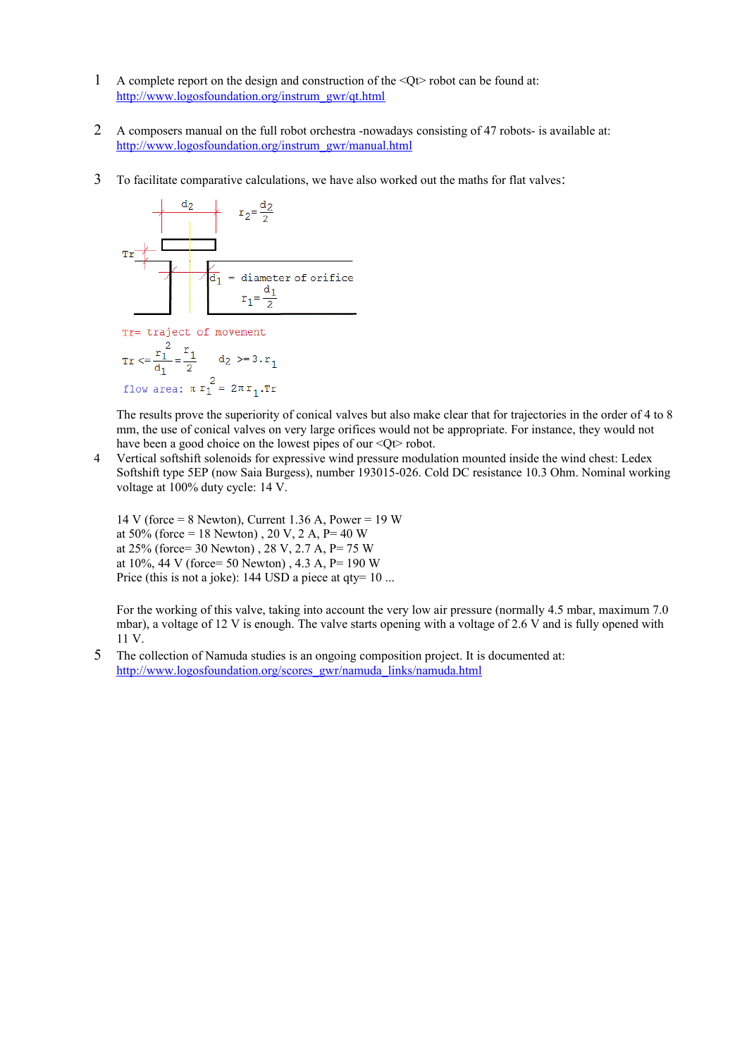1 A complete report on the design and construction of the <Qt> robot can be found at: http://www.logosfoundation.org/instrum_gwr/qt.html

2 A composers manual on the full robot orchestra -nowadays consisting of 47 robots- is available at: http://www.logosfoundation.org/instrum_gwr/manual.html

3 To facilitate comparative calculations, we have also worked out the maths for flat valves:

$d_2$ $r_2 = \frac{d_2}{2}$

Tr

$d_1$ = diameter of orifice

$r_1 = \frac{d_1}{2}$

Tr= traject of movement

$Tr <= \frac{r_1^2}{d_1} = \frac{r_1}{2}$ $d_2 >= 3.r_1$

flow area: $\pi r_1^2 = 2\pi r_1.Tr$

The results prove the superiority of conical valves but also make clear that for trajectories in the order of 4 to 8 mm, the use of conical valves on very large orifices would not be appropriate. For instance, they would not have been a good choice on the lowest pipes of our <Qt> robot.

4 Vertical softshift solenoids for expressive wind pressure modulation mounted inside the wind chest: Ledex Softshift type 5EP (now Saia Burgess), number 193015-026. Cold DC resistance 10.3 Ohm. Nominal working voltage at 100% duty cycle: 14 V.

14 V (force = 8 Newton), Current 1.36 A, Power = 19 W
at 50% (force = 18 Newton) , 20 V, 2 A, P= 40 W
at 25% (force= 30 Newton) , 28 V, 2.7 A, P= 75 W
at 10%, 44 V (force= 50 Newton) , 4.3 A, P= 190 W
Price (this is not a joke): 144 USD a piece at qty= 10 ...

For the working of this valve, taking into account the very low air pressure (normally 4.5 mbar, maximum 7.0 mbar), a voltage of 12 V is enough. The valve starts opening with a voltage of 2.6 V and is fully opened with 11 V.

5 The collection of Namuda studies is an ongoing composition project. It is documented at: http://www.logosfoundation.org/scores_gwr/namuda_links/namuda.html